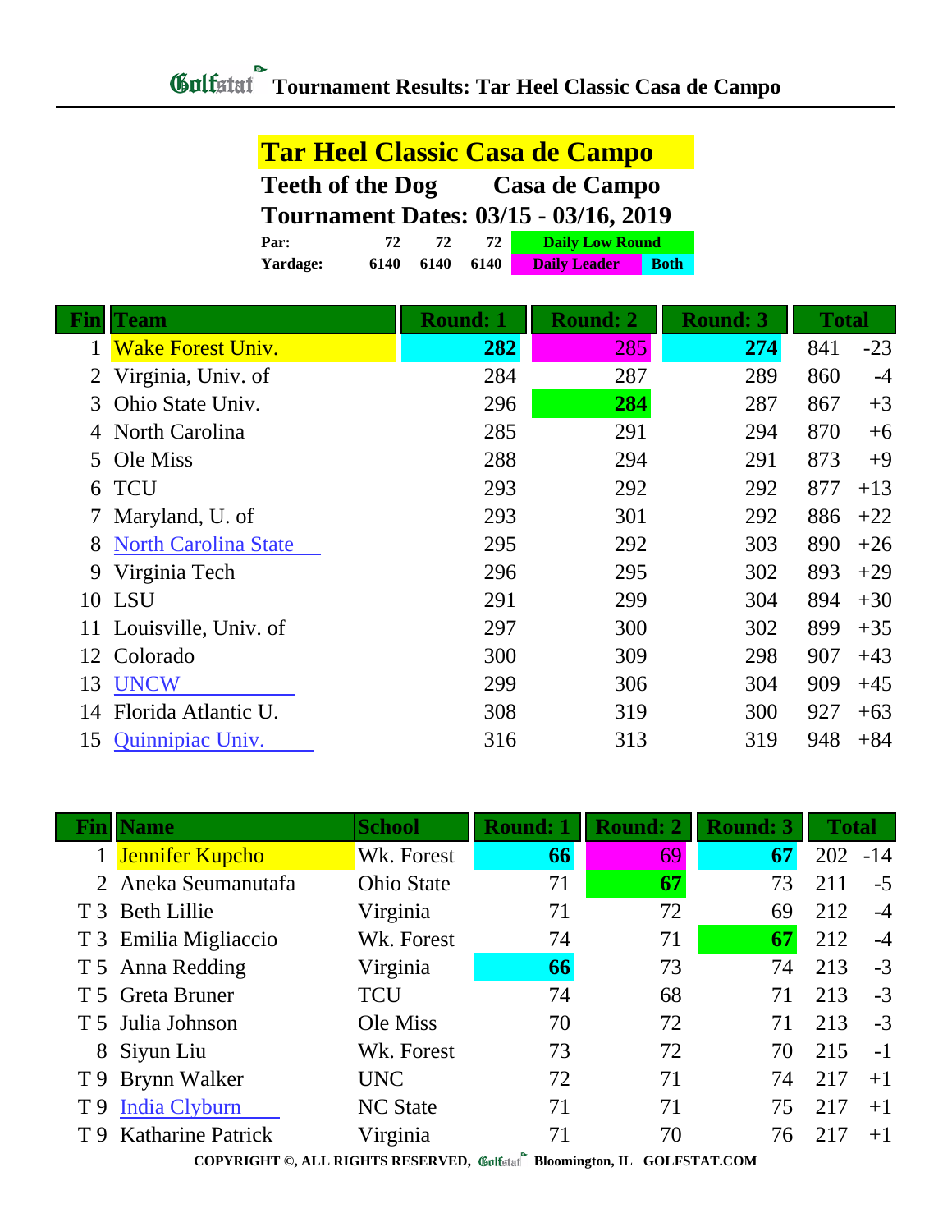# Tournament Results: Tar Heel Classic Casa de Campo

## Tar Heel Classic Casa de Campo

**Teeth of the Dog** **Casa de Campo**

**Tournament Dates: 03/15 - 03/16, 2019**

| | | | | |
|---|---|---|---|---|
| **Par:** | 72 | 72 | 72 | Daily Low Round |
| **Yardage:** | 6140 | 6140 | 6140 | Daily Leader / Both |

| Fin | Team | Round: 1 | Round: 2 | Round: 3 | Total | |
|---|---|---|---|---|---|---|
| 1 | Wake Forest Univ. | **282** | 285 | **274** | 841 | -23 |
| 2 | Virginia, Univ. of | 284 | 287 | 289 | 860 | -4 |
| 3 | Ohio State Univ. | 296 | **284** | 287 | 867 | +3 |
| 4 | North Carolina | 285 | 291 | 294 | 870 | +6 |
| 5 | Ole Miss | 288 | 294 | 291 | 873 | +9 |
| 6 | TCU | 293 | 292 | 292 | 877 | +13 |
| 7 | Maryland, U. of | 293 | 301 | 292 | 886 | +22 |
| 8 | North Carolina State | 295 | 292 | 303 | 890 | +26 |
| 9 | Virginia Tech | 296 | 295 | 302 | 893 | +29 |
| 10 | LSU | 291 | 299 | 304 | 894 | +30 |
| 11 | Louisville, Univ. of | 297 | 300 | 302 | 899 | +35 |
| 12 | Colorado | 300 | 309 | 298 | 907 | +43 |
| 13 | UNCW | 299 | 306 | 304 | 909 | +45 |
| 14 | Florida Atlantic U. | 308 | 319 | 300 | 927 | +63 |
| 15 | Quinnipiac Univ. | 316 | 313 | 319 | 948 | +84 |

| Fin | Name | School | Round: 1 | Round: 2 | Round: 3 | Total | |
|---|---|---|---|---|---|---|---|
| 1 | Jennifer Kupcho | Wk. Forest | **66** | 69 | **67** | 202 | -14 |
| 2 | Aneka Seumanutafa | Ohio State | 71 | **67** | 73 | 211 | -5 |
| T 3 | Beth Lillie | Virginia | 71 | 72 | 69 | 212 | -4 |
| T 3 | Emilia Migliaccio | Wk. Forest | 74 | 71 | **67** | 212 | -4 |
| T 5 | Anna Redding | Virginia | **66** | 73 | 74 | 213 | -3 |
| T 5 | Greta Bruner | TCU | 74 | 68 | 71 | 213 | -3 |
| T 5 | Julia Johnson | Ole Miss | 70 | 72 | 71 | 213 | -3 |
| 8 | Siyun Liu | Wk. Forest | 73 | 72 | 70 | 215 | -1 |
| T 9 | Brynn Walker | UNC | 72 | 71 | 74 | 217 | +1 |
| T 9 | India Clyburn | NC State | 71 | 71 | 75 | 217 | +1 |
| T 9 | Katharine Patrick | Virginia | 71 | 70 | 76 | 217 | +1 |

COPYRIGHT ©, ALL RIGHTS RESERVED, Golfstat Bloomington, IL GOLFSTAT.COM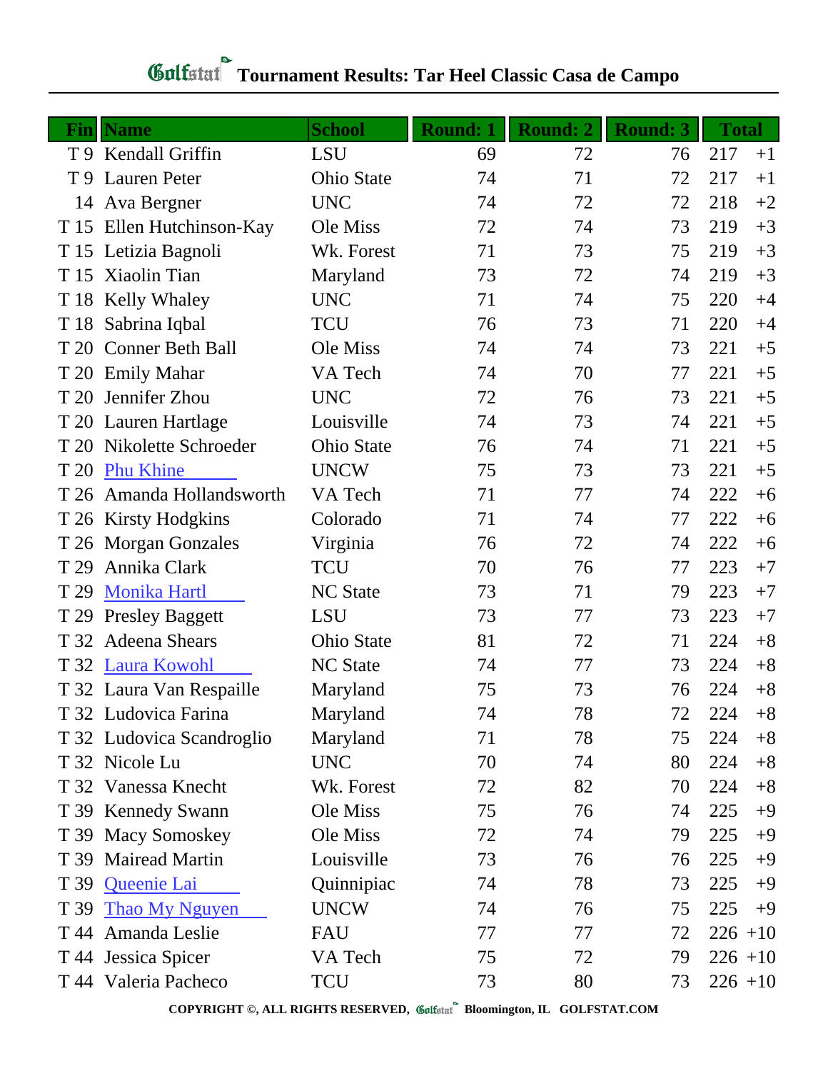# Golfstat Tournament Results: Tar Heel Classic Casa de Campo

| Fin | Name | School | Round: 1 | Round: 2 | Round: 3 | Total | |
|---|---|---|---|---|---|---|---|
| T 9 | Kendall Griffin | LSU | 69 | 72 | 76 | 217 | +1 |
| T 9 | Lauren Peter | Ohio State | 74 | 71 | 72 | 217 | +1 |
| 14 | Ava Bergner | UNC | 74 | 72 | 72 | 218 | +2 |
| T 15 | Ellen Hutchinson-Kay | Ole Miss | 72 | 74 | 73 | 219 | +3 |
| T 15 | Letizia Bagnoli | Wk. Forest | 71 | 73 | 75 | 219 | +3 |
| T 15 | Xiaolin Tian | Maryland | 73 | 72 | 74 | 219 | +3 |
| T 18 | Kelly Whaley | UNC | 71 | 74 | 75 | 220 | +4 |
| T 18 | Sabrina Iqbal | TCU | 76 | 73 | 71 | 220 | +4 |
| T 20 | Conner Beth Ball | Ole Miss | 74 | 74 | 73 | 221 | +5 |
| T 20 | Emily Mahar | VA Tech | 74 | 70 | 77 | 221 | +5 |
| T 20 | Jennifer Zhou | UNC | 72 | 76 | 73 | 221 | +5 |
| T 20 | Lauren Hartlage | Louisville | 74 | 73 | 74 | 221 | +5 |
| T 20 | Nikolette Schroeder | Ohio State | 76 | 74 | 71 | 221 | +5 |
| T 20 | Phu Khine | UNCW | 75 | 73 | 73 | 221 | +5 |
| T 26 | Amanda Hollandsworth | VA Tech | 71 | 77 | 74 | 222 | +6 |
| T 26 | Kirsty Hodgkins | Colorado | 71 | 74 | 77 | 222 | +6 |
| T 26 | Morgan Gonzales | Virginia | 76 | 72 | 74 | 222 | +6 |
| T 29 | Annika Clark | TCU | 70 | 76 | 77 | 223 | +7 |
| T 29 | Monika Hartl | NC State | 73 | 71 | 79 | 223 | +7 |
| T 29 | Presley Baggett | LSU | 73 | 77 | 73 | 223 | +7 |
| T 32 | Adeena Shears | Ohio State | 81 | 72 | 71 | 224 | +8 |
| T 32 | Laura Kowohl | NC State | 74 | 77 | 73 | 224 | +8 |
| T 32 | Laura Van Respaille | Maryland | 75 | 73 | 76 | 224 | +8 |
| T 32 | Ludovica Farina | Maryland | 74 | 78 | 72 | 224 | +8 |
| T 32 | Ludovica Scandroglio | Maryland | 71 | 78 | 75 | 224 | +8 |
| T 32 | Nicole Lu | UNC | 70 | 74 | 80 | 224 | +8 |
| T 32 | Vanessa Knecht | Wk. Forest | 72 | 82 | 70 | 224 | +8 |
| T 39 | Kennedy Swann | Ole Miss | 75 | 76 | 74 | 225 | +9 |
| T 39 | Macy Somoskey | Ole Miss | 72 | 74 | 79 | 225 | +9 |
| T 39 | Mairead Martin | Louisville | 73 | 76 | 76 | 225 | +9 |
| T 39 | Queenie Lai | Quinnipiac | 74 | 78 | 73 | 225 | +9 |
| T 39 | Thao My Nguyen | UNCW | 74 | 76 | 75 | 225 | +9 |
| T 44 | Amanda Leslie | FAU | 77 | 77 | 72 | 226 | +10 |
| T 44 | Jessica Spicer | VA Tech | 75 | 72 | 79 | 226 | +10 |
| T 44 | Valeria Pacheco | TCU | 73 | 80 | 73 | 226 | +10 |

COPYRIGHT ©, ALL RIGHTS RESERVED, Golfstat Bloomington, IL GOLFSTAT.COM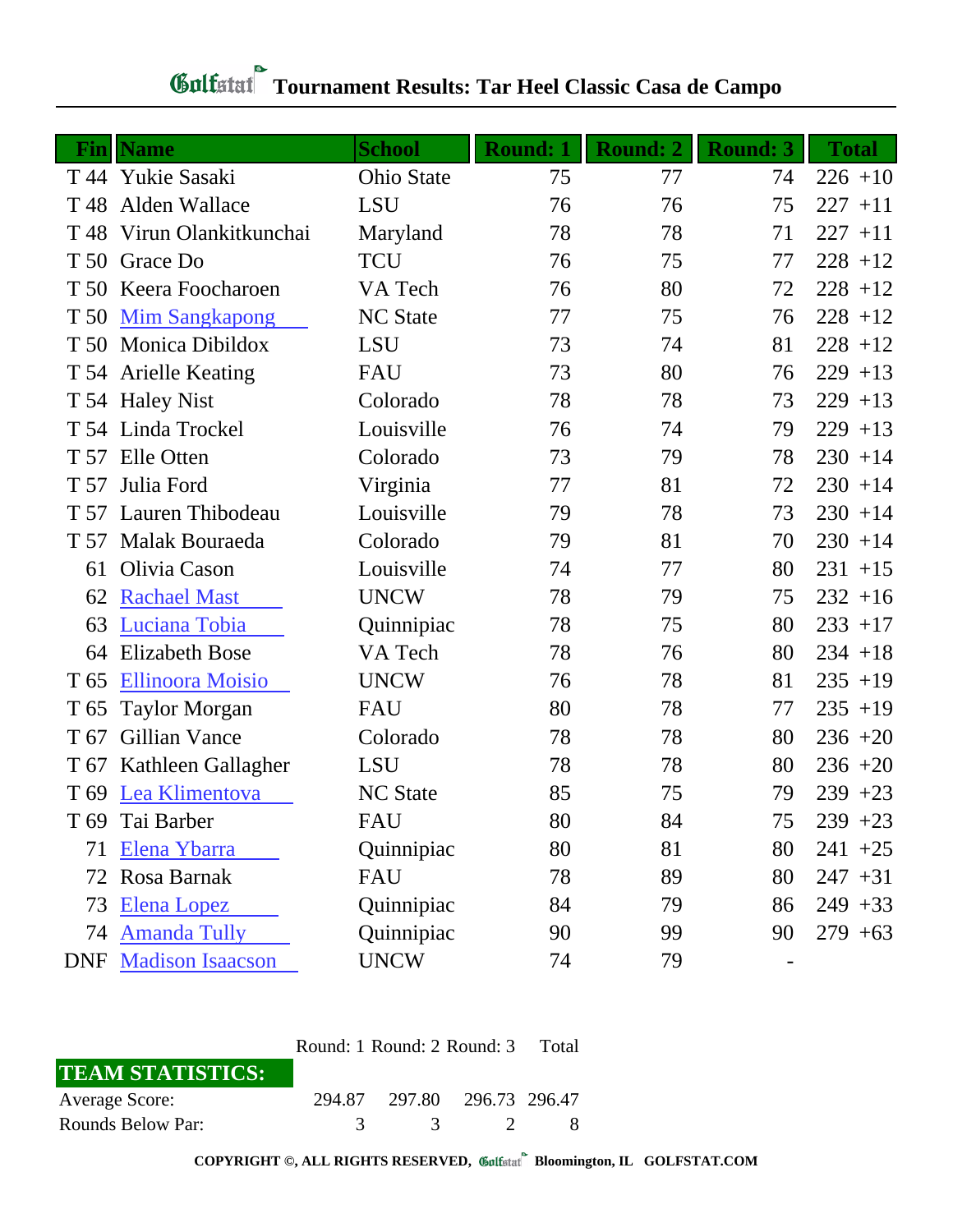# Golfstat Tournament Results: Tar Heel Classic Casa de Campo

| Fin | Name | School | Round: 1 | Round: 2 | Round: 3 | Total |
|---|---|---|---|---|---|---|
| T 44 | Yukie Sasaki | Ohio State | 75 | 77 | 74 | 226 +10 |
| T 48 | Alden Wallace | LSU | 76 | 76 | 75 | 227 +11 |
| T 48 | Virun Olankitkunchai | Maryland | 78 | 78 | 71 | 227 +11 |
| T 50 | Grace Do | TCU | 76 | 75 | 77 | 228 +12 |
| T 50 | Keera Foocharoen | VA Tech | 76 | 80 | 72 | 228 +12 |
| T 50 | Mim Sangkapong | NC State | 77 | 75 | 76 | 228 +12 |
| T 50 | Monica Dibildox | LSU | 73 | 74 | 81 | 228 +12 |
| T 54 | Arielle Keating | FAU | 73 | 80 | 76 | 229 +13 |
| T 54 | Haley Nist | Colorado | 78 | 78 | 73 | 229 +13 |
| T 54 | Linda Trockel | Louisville | 76 | 74 | 79 | 229 +13 |
| T 57 | Elle Otten | Colorado | 73 | 79 | 78 | 230 +14 |
| T 57 | Julia Ford | Virginia | 77 | 81 | 72 | 230 +14 |
| T 57 | Lauren Thibodeau | Louisville | 79 | 78 | 73 | 230 +14 |
| T 57 | Malak Bouraeda | Colorado | 79 | 81 | 70 | 230 +14 |
| 61 | Olivia Cason | Louisville | 74 | 77 | 80 | 231 +15 |
| 62 | Rachael Mast | UNCW | 78 | 79 | 75 | 232 +16 |
| 63 | Luciana Tobia | Quinnipiac | 78 | 75 | 80 | 233 +17 |
| 64 | Elizabeth Bose | VA Tech | 78 | 76 | 80 | 234 +18 |
| T 65 | Ellinoora Moisio | UNCW | 76 | 78 | 81 | 235 +19 |
| T 65 | Taylor Morgan | FAU | 80 | 78 | 77 | 235 +19 |
| T 67 | Gillian Vance | Colorado | 78 | 78 | 80 | 236 +20 |
| T 67 | Kathleen Gallagher | LSU | 78 | 78 | 80 | 236 +20 |
| T 69 | Lea Klimentova | NC State | 85 | 75 | 79 | 239 +23 |
| T 69 | Tai Barber | FAU | 80 | 84 | 75 | 239 +23 |
| 71 | Elena Ybarra | Quinnipiac | 80 | 81 | 80 | 241 +25 |
| 72 | Rosa Barnak | FAU | 78 | 89 | 80 | 247 +31 |
| 73 | Elena Lopez | Quinnipiac | 84 | 79 | 86 | 249 +33 |
| 74 | Amanda Tully | Quinnipiac | 90 | 99 | 90 | 279 +63 |
| DNF | Madison Isaacson | UNCW | 74 | 79 | - | |

| TEAM STATISTICS: | Round: 1 | Round: 2 | Round: 3 | Total |
|---|---|---|---|---|
| Average Score: | 294.87 | 297.80 | 296.73 | 296.47 |
| Rounds Below Par: | 3 | 3 | 2 | 8 |

COPYRIGHT ©, ALL RIGHTS RESERVED, Golfstat Bloomington, IL GOLFSTAT.COM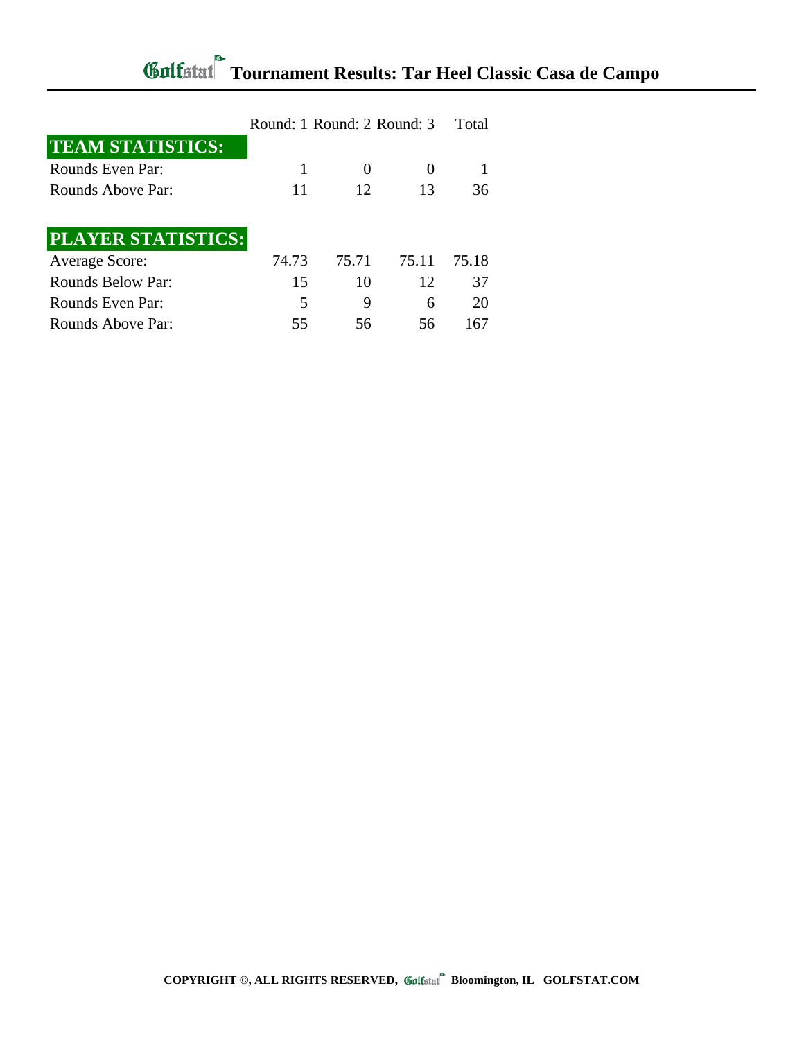# Golfstat Tournament Results: Tar Heel Classic Casa de Campo

| | Round: 1 | Round: 2 | Round: 3 | Total |
|---|---|---|---|---|
| **TEAM STATISTICS:** | | | | |
| Rounds Even Par: | 1 | 0 | 0 | 1 |
| Rounds Above Par: | 11 | 12 | 13 | 36 |
| | | | | |
| **PLAYER STATISTICS:** | | | | |
| Average Score: | 74.73 | 75.71 | 75.11 | 75.18 |
| Rounds Below Par: | 15 | 10 | 12 | 37 |
| Rounds Even Par: | 5 | 9 | 6 | 20 |
| Rounds Above Par: | 55 | 56 | 56 | 167 |

**COPYRIGHT ©, ALL RIGHTS RESERVED, Golfstat Bloomington, IL GOLFSTAT.COM**